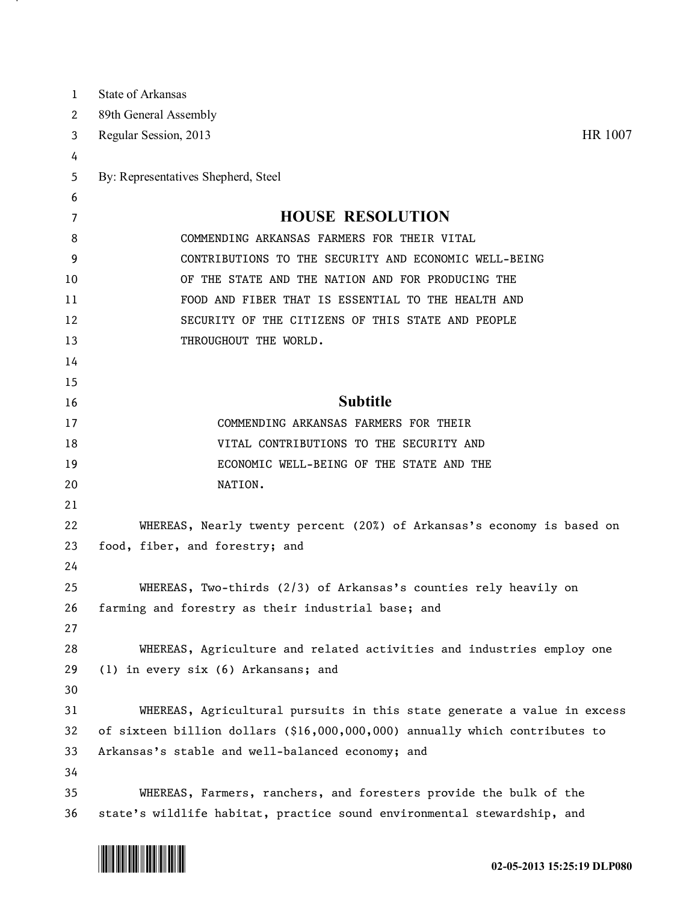State of Arkansas

89th General Assembly

Regular Session, 2013 HR 1007

By: Representatives Shepherd, Steel

# HOUSE RESOLUTION

COMMENDING ARKANSAS FARMERS FOR THEIR VITAL CONTRIBUTIONS TO THE SECURITY AND ECONOMIC WELL-BEING OF THE STATE AND THE NATION AND FOR PRODUCING THE FOOD AND FIBER THAT IS ESSENTIAL TO THE HEALTH AND SECURITY OF THE CITIZENS OF THIS STATE AND PEOPLE THROUGHOUT THE WORLD.

## Subtitle

COMMENDING ARKANSAS FARMERS FOR THEIR VITAL CONTRIBUTIONS TO THE SECURITY AND ECONOMIC WELL-BEING OF THE STATE AND THE NATION.

WHEREAS, Nearly twenty percent (20%) of Arkansas's economy is based on food, fiber, and forestry; and

WHEREAS, Two-thirds (2/3) of Arkansas's counties rely heavily on farming and forestry as their industrial base; and

WHEREAS, Agriculture and related activities and industries employ one (1) in every six (6) Arkansans; and

WHEREAS, Agricultural pursuits in this state generate a value in excess of sixteen billion dollars ($16,000,000,000) annually which contributes to Arkansas's stable and well-balanced economy; and

WHEREAS, Farmers, ranchers, and foresters provide the bulk of the state's wildlife habitat, practice sound environmental stewardship, and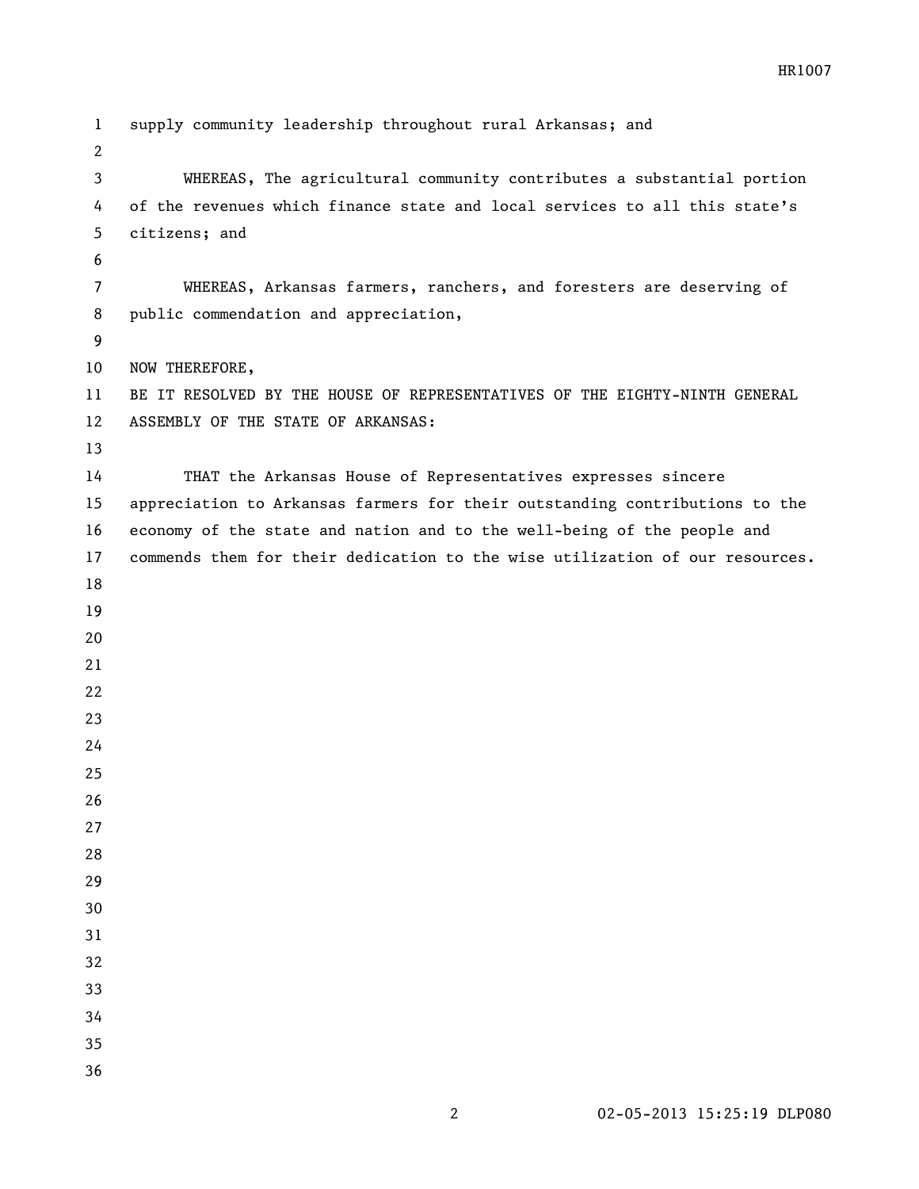supply community leadership throughout rural Arkansas; and

WHEREAS, The agricultural community contributes a substantial portion of the revenues which finance state and local services to all this state's citizens; and

WHEREAS, Arkansas farmers, ranchers, and foresters are deserving of public commendation and appreciation,

NOW THEREFORE,
BE IT RESOLVED BY THE HOUSE OF REPRESENTATIVES OF THE EIGHTY-NINTH GENERAL ASSEMBLY OF THE STATE OF ARKANSAS:

THAT the Arkansas House of Representatives expresses sincere appreciation to Arkansas farmers for their outstanding contributions to the economy of the state and nation and to the well-being of the people and commends them for their dedication to the wise utilization of our resources.